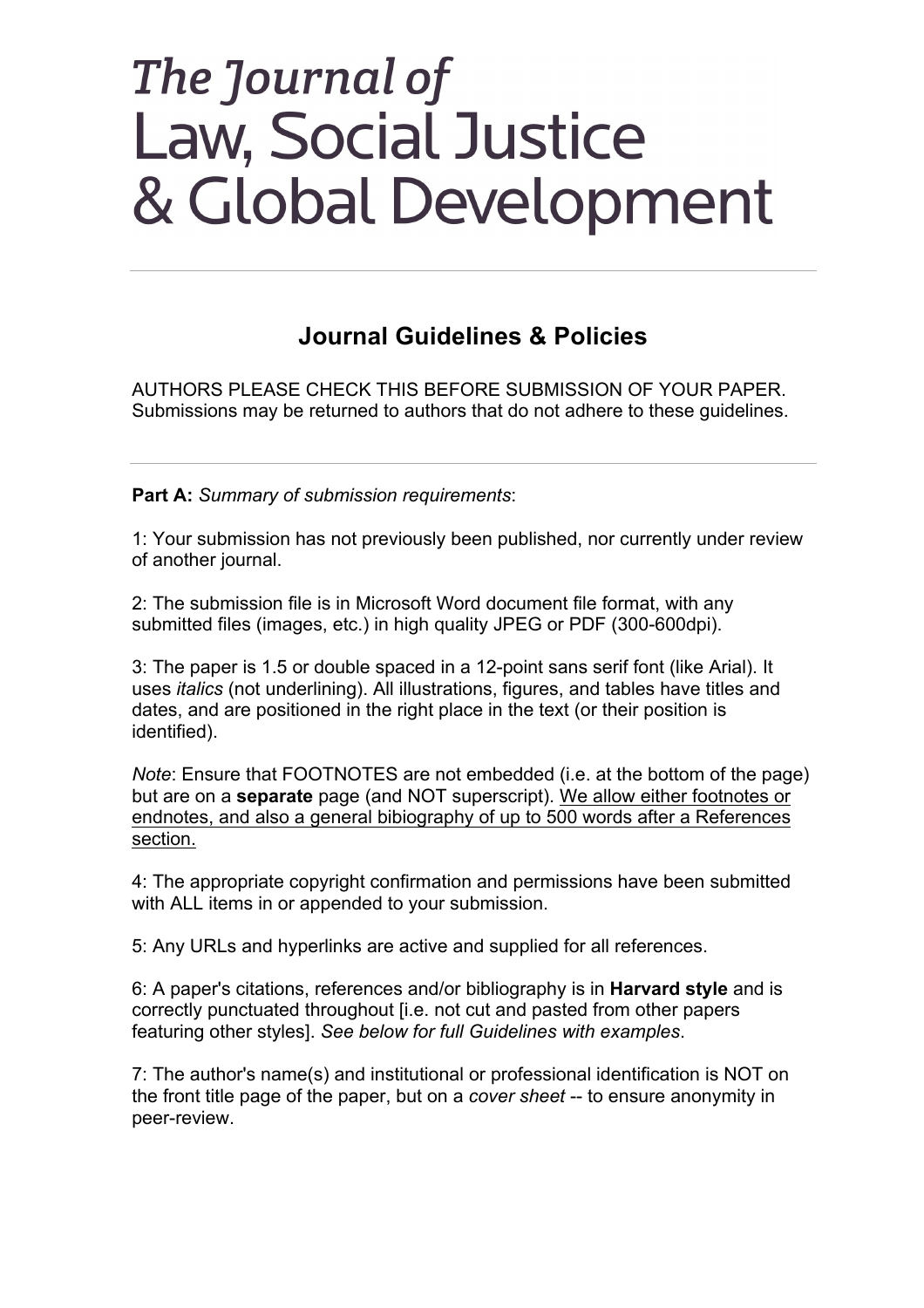# *The Journal of* Law, Social Justice & Global Development

---

## Journal Guidelines & Policies

AUTHORS PLEASE CHECK THIS BEFORE SUBMISSION OF YOUR PAPER. Submissions may be returned to authors that do not adhere to these guidelines.

---

**Part A:** *Summary of submission requirements*:

1: Your submission has not previously been published, nor currently under review of another journal.

2: The submission file is in Microsoft Word document file format, with any submitted files (images, etc.) in high quality JPEG or PDF (300-600dpi).

3: The paper is 1.5 or double spaced in a 12-point sans serif font (like Arial). It uses *italics* (not underlining). All illustrations, figures, and tables have titles and dates, and are positioned in the right place in the text (or their position is identified).

*Note*: Ensure that FOOTNOTES are not embedded (i.e. at the bottom of the page) but are on a **separate** page (and NOT superscript). <u>We allow either footnotes or endnotes, and also a general bibiography of up to 500 words after a References section.</u>

4: The appropriate copyright confirmation and permissions have been submitted with ALL items in or appended to your submission.

5: Any URLs and hyperlinks are active and supplied for all references.

6: A paper's citations, references and/or bibliography is in **Harvard style** and is correctly punctuated throughout [i.e. not cut and pasted from other papers featuring other styles]. *See below for full Guidelines with examples*.

7: The author's name(s) and institutional or professional identification is NOT on the front title page of the paper, but on a *cover sheet* -- to ensure anonymity in peer-review.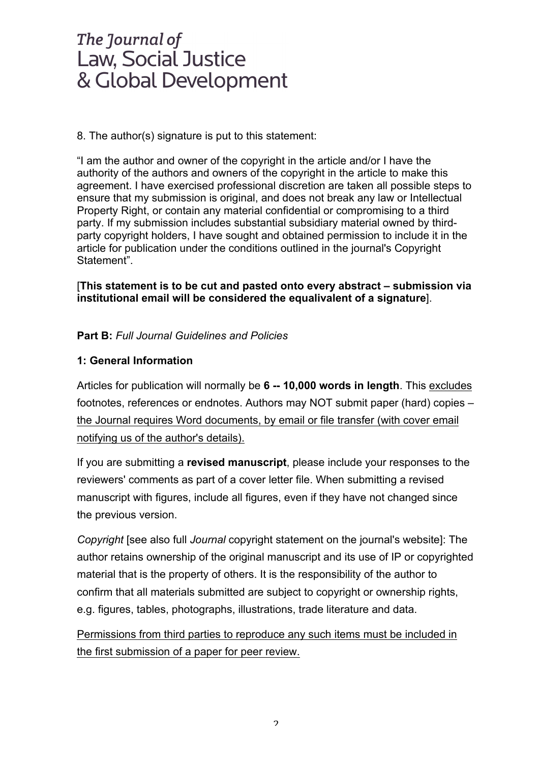8. The author(s) signature is put to this statement:

“I am the author and owner of the copyright in the article and/or I have the authority of the authors and owners of the copyright in the article to make this agreement. I have exercised professional discretion are taken all possible steps to ensure that my submission is original, and does not break any law or Intellectual Property Right, or contain any material confidential or compromising to a third party. If my submission includes substantial subsidiary material owned by third-party copyright holders, I have sought and obtained permission to include it in the article for publication under the conditions outlined in the journal's Copyright Statement”.

[**This statement is to be cut and pasted onto every abstract – submission via institutional email will be considered the equalivalent of a signature**].

**Part B:** *Full Journal Guidelines and Policies*

**1: General Information**

Articles for publication will normally be **6 -- 10,000 words in length**. This excludes footnotes, references or endnotes. Authors may NOT submit paper (hard) copies – the Journal requires Word documents, by email or file transfer (with cover email notifying us of the author's details).

If you are submitting a **revised manuscript**, please include your responses to the reviewers' comments as part of a cover letter file. When submitting a revised manuscript with figures, include all figures, even if they have not changed since the previous version.

*Copyright* [see also full *Journal* copyright statement on the journal's website]: The author retains ownership of the original manuscript and its use of IP or copyrighted material that is the property of others. It is the responsibility of the author to confirm that all materials submitted are subject to copyright or ownership rights, e.g. figures, tables, photographs, illustrations, trade literature and data.

Permissions from third parties to reproduce any such items must be included in the first submission of a paper for peer review.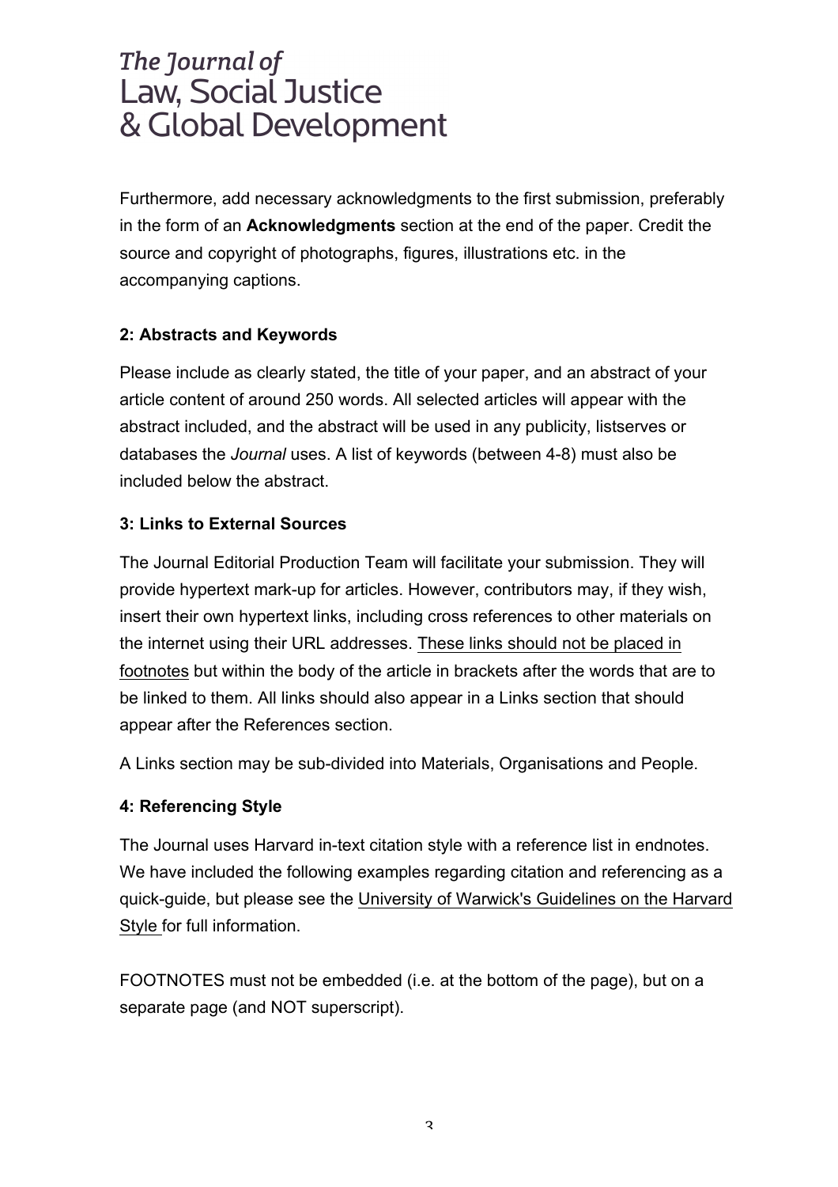Furthermore, add necessary acknowledgments to the first submission, preferably in the form of an **Acknowledgments** section at the end of the paper. Credit the source and copyright of photographs, figures, illustrations etc. in the accompanying captions.

### 2: Abstracts and Keywords

Please include as clearly stated, the title of your paper, and an abstract of your article content of around 250 words. All selected articles will appear with the abstract included, and the abstract will be used in any publicity, listserves or databases the *Journal* uses. A list of keywords (between 4-8) must also be included below the abstract.

### 3: Links to External Sources

The Journal Editorial Production Team will facilitate your submission. They will provide hypertext mark-up for articles. However, contributors may, if they wish, insert their own hypertext links, including cross references to other materials on the internet using their URL addresses. These links should not be placed in footnotes but within the body of the article in brackets after the words that are to be linked to them. All links should also appear in a Links section that should appear after the References section.

A Links section may be sub-divided into Materials, Organisations and People.

### 4: Referencing Style

The Journal uses Harvard in-text citation style with a reference list in endnotes. We have included the following examples regarding citation and referencing as a quick-guide, but please see the University of Warwick's Guidelines on the Harvard Style for full information.

FOOTNOTES must not be embedded (i.e. at the bottom of the page), but on a separate page (and NOT superscript).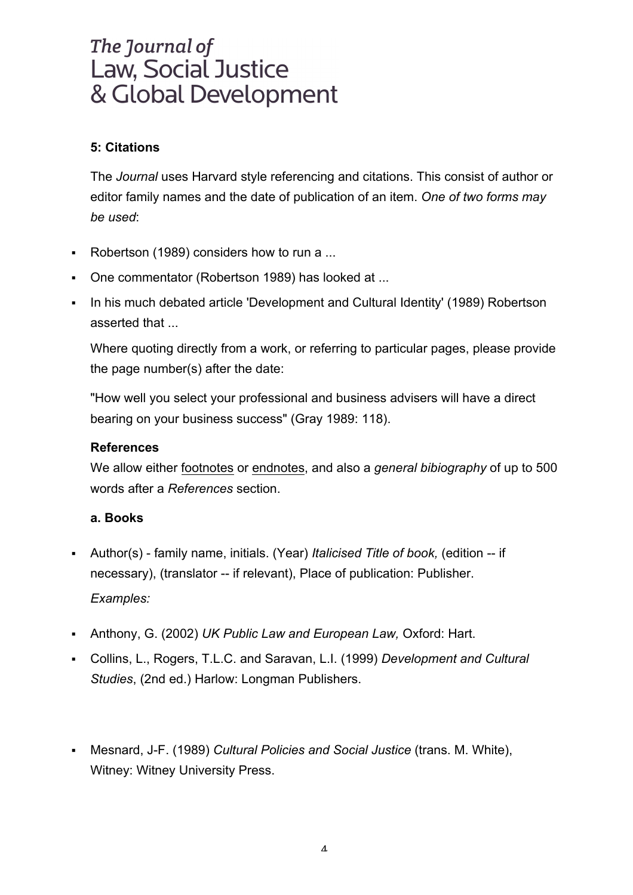# The Journal of Law, Social Justice & Global Development

### 5: Citations

The *Journal* uses Harvard style referencing and citations. This consist of author or editor family names and the date of publication of an item. *One of two forms may be used*:

- Robertson (1989) considers how to run a ...
- One commentator (Robertson 1989) has looked at ...
- In his much debated article 'Development and Cultural Identity' (1989) Robertson asserted that ...

Where quoting directly from a work, or referring to particular pages, please provide the page number(s) after the date:

"How well you select your professional and business advisers will have a direct bearing on your business success" (Gray 1989: 118).

**References**

We allow either footnotes or endnotes, and also a *general bibiography* of up to 500 words after a *References* section.

**a. Books**

- Author(s) - family name, initials. (Year) *Italicised Title of book,* (edition -- if necessary), (translator -- if relevant), Place of publication: Publisher.

  *Examples:*

- Anthony, G. (2002) *UK Public Law and European Law,* Oxford: Hart.
- Collins, L., Rogers, T.L.C. and Saravan, L.I. (1999) *Development and Cultural Studies*, (2nd ed.) Harlow: Longman Publishers.
- Mesnard, J-F. (1989) *Cultural Policies and Social Justice* (trans. M. White), Witney: Witney University Press.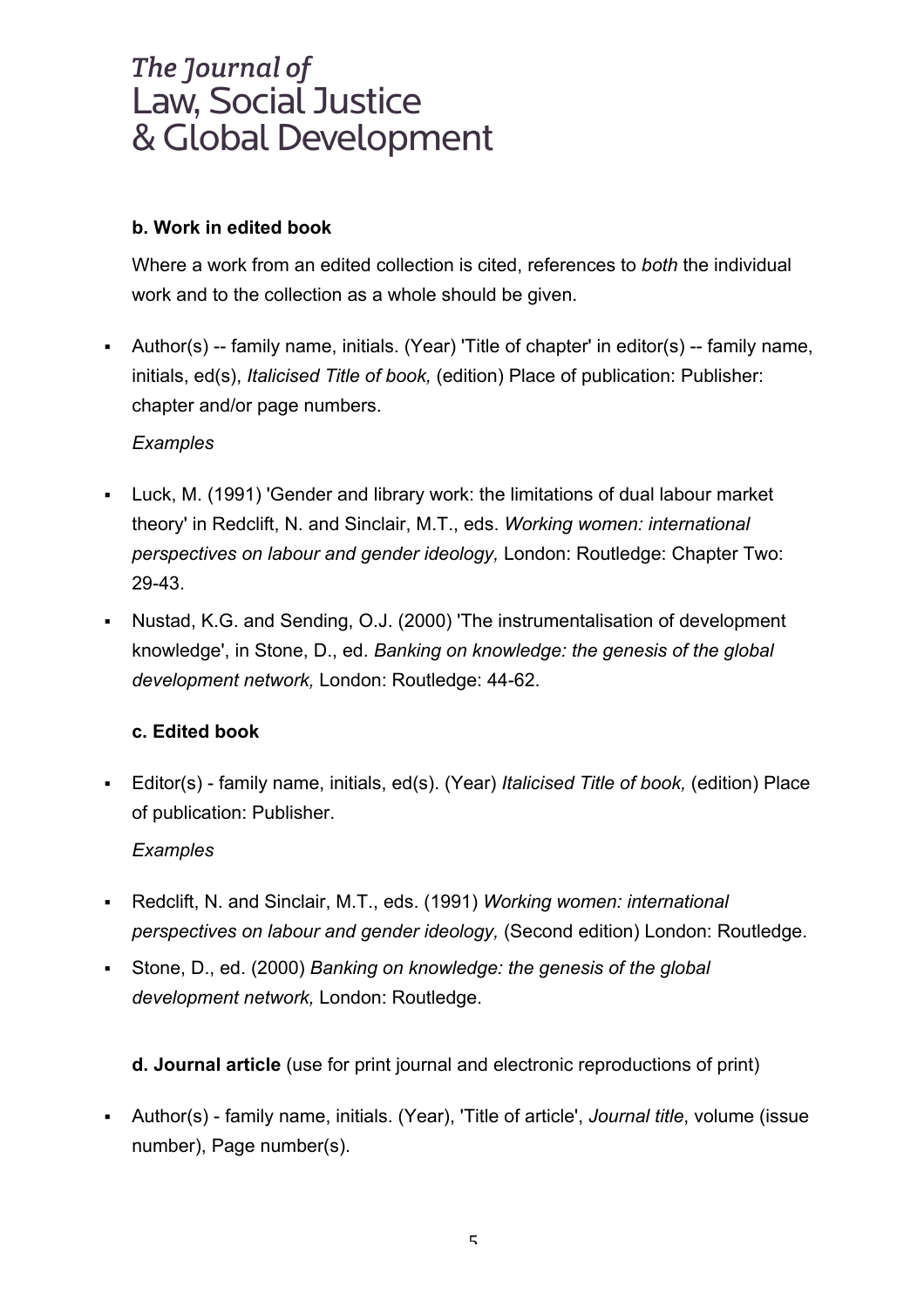**b. Work in edited book**

Where a work from an edited collection is cited, references to *both* the individual work and to the collection as a whole should be given.

- Author(s) -- family name, initials. (Year) 'Title of chapter' in editor(s) -- family name, initials, ed(s), *Italicised Title of book,* (edition) Place of publication: Publisher: chapter and/or page numbers.

*Examples*

- Luck, M. (1991) 'Gender and library work: the limitations of dual labour market theory' in Redclift, N. and Sinclair, M.T., eds. *Working women: international perspectives on labour and gender ideology,* London: Routledge: Chapter Two: 29-43.
- Nustad, K.G. and Sending, O.J. (2000) 'The instrumentalisation of development knowledge', in Stone, D., ed. *Banking on knowledge: the genesis of the global development network,* London: Routledge: 44-62.

**c. Edited book**

- Editor(s) - family name, initials, ed(s). (Year) *Italicised Title of book,* (edition) Place of publication: Publisher.

*Examples*

- Redclift, N. and Sinclair, M.T., eds. (1991) *Working women: international perspectives on labour and gender ideology,* (Second edition) London: Routledge.
- Stone, D., ed. (2000) *Banking on knowledge: the genesis of the global development network,* London: Routledge.

**d. Journal article** (use for print journal and electronic reproductions of print)

- Author(s) - family name, initials. (Year), 'Title of article', *Journal title*, volume (issue number), Page number(s).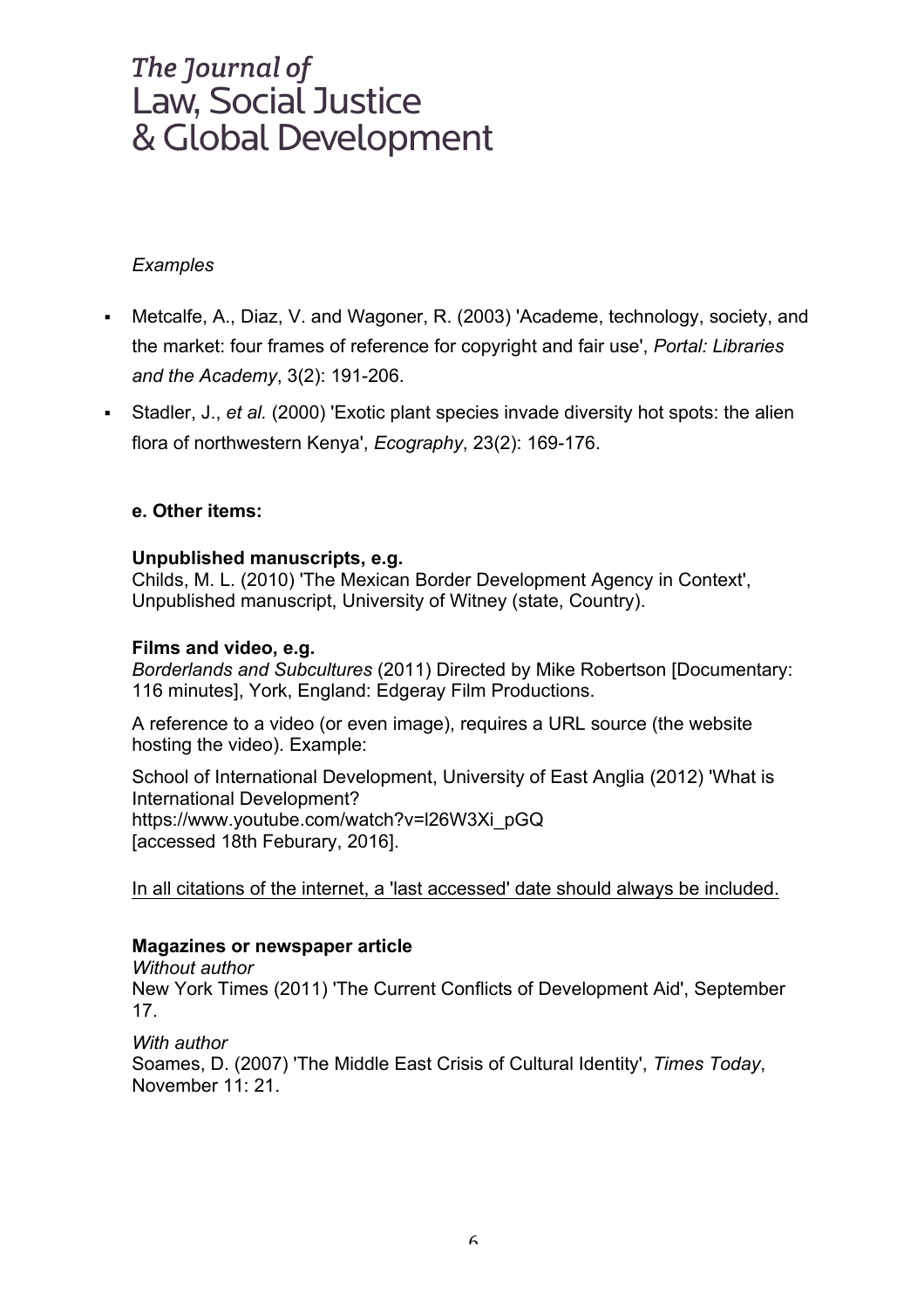*Examples*

- Metcalfe, A., Diaz, V. and Wagoner, R. (2003) 'Academe, technology, society, and the market: four frames of reference for copyright and fair use', *Portal: Libraries and the Academy*, 3(2): 191-206.
- Stadler, J., *et al.* (2000) 'Exotic plant species invade diversity hot spots: the alien flora of northwestern Kenya', *Ecography*, 23(2): 169-176.

**e. Other items:**

**Unpublished manuscripts, e.g.**
Childs, M. L. (2010) 'The Mexican Border Development Agency in Context', Unpublished manuscript, University of Witney (state, Country).

**Films and video, e.g.**
*Borderlands and Subcultures* (2011) Directed by Mike Robertson [Documentary: 116 minutes], York, England: Edgeray Film Productions.

A reference to a video (or even image), requires a URL source (the website hosting the video). Example:

School of International Development, University of East Anglia (2012) 'What is International Development?
https://www.youtube.com/watch?v=l26W3Xi_pGQ
[accessed 18th Feburary, 2016].

<u>In all citations of the internet, a 'last accessed' date should always be included.</u>

**Magazines or newspaper article**
*Without author*
New York Times (2011) 'The Current Conflicts of Development Aid', September 17.

*With author*
Soames, D. (2007) 'The Middle East Crisis of Cultural Identity', *Times Today*, November 11: 21.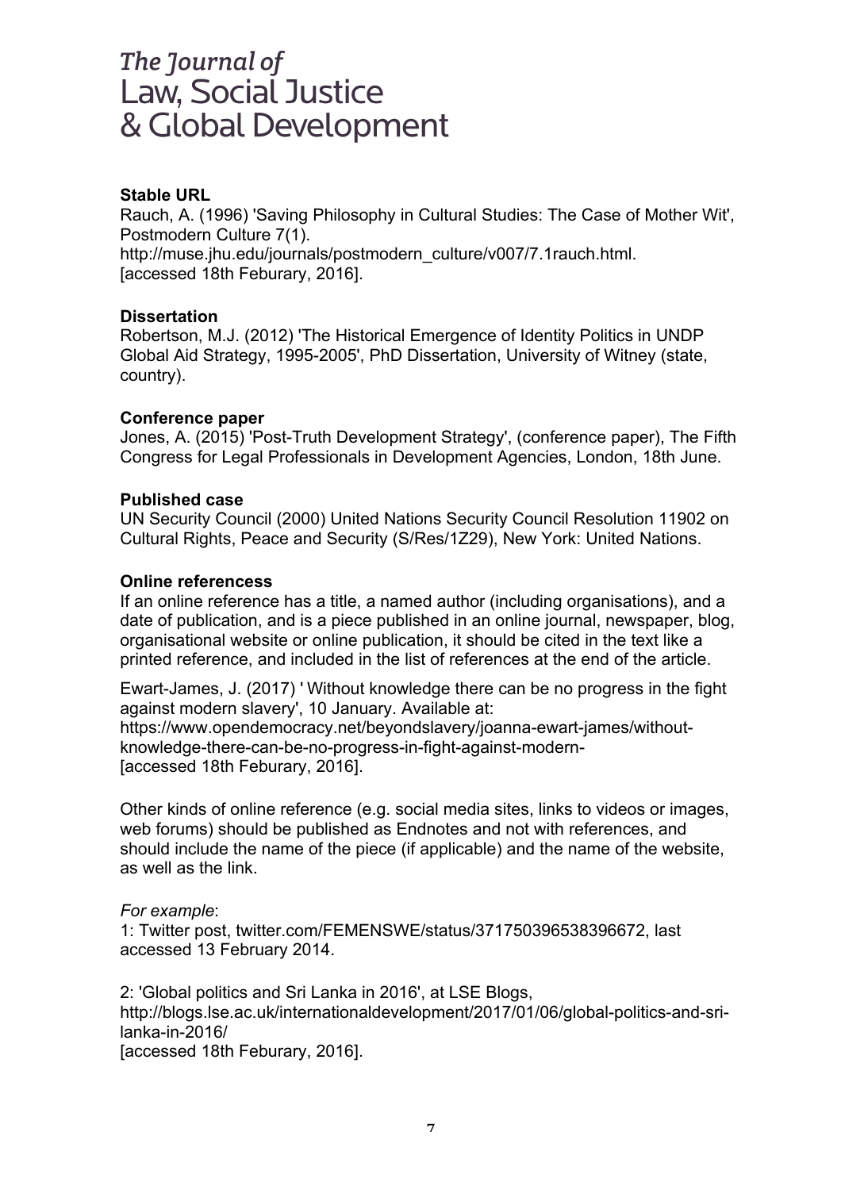**Stable URL**

Rauch, A. (1996) 'Saving Philosophy in Cultural Studies: The Case of Mother Wit', Postmodern Culture 7(1).
http://muse.jhu.edu/journals/postmodern_culture/v007/7.1rauch.html.
[accessed 18th Feburary, 2016].

**Dissertation**

Robertson, M.J. (2012) 'The Historical Emergence of Identity Politics in UNDP Global Aid Strategy, 1995-2005', PhD Dissertation, University of Witney (state, country).

**Conference paper**

Jones, A. (2015) 'Post-Truth Development Strategy', (conference paper), The Fifth Congress for Legal Professionals in Development Agencies, London, 18th June.

**Published case**

UN Security Council (2000) United Nations Security Council Resolution 11902 on Cultural Rights, Peace and Security (S/Res/1Z29), New York: United Nations.

**Online referencess**

If an online reference has a title, a named author (including organisations), and a date of publication, and is a piece published in an online journal, newspaper, blog, organisational website or online publication, it should be cited in the text like a printed reference, and included in the list of references at the end of the article.

Ewart-James, J. (2017) ' Without knowledge there can be no progress in the fight against modern slavery', 10 January. Available at:
https://www.opendemocracy.net/beyondslavery/joanna-ewart-james/without-knowledge-there-can-be-no-progress-in-fight-against-modern-
[accessed 18th Feburary, 2016].

Other kinds of online reference (e.g. social media sites, links to videos or images, web forums) should be published as Endnotes and not with references, and should include the name of the piece (if applicable) and the name of the website, as well as the link.

*For example*:

1: Twitter post, twitter.com/FEMENSWE/status/371750396538396672, last accessed 13 February 2014.

2: 'Global politics and Sri Lanka in 2016', at LSE Blogs,
http://blogs.lse.ac.uk/internationaldevelopment/2017/01/06/global-politics-and-sri-lanka-in-2016/
[accessed 18th Feburary, 2016].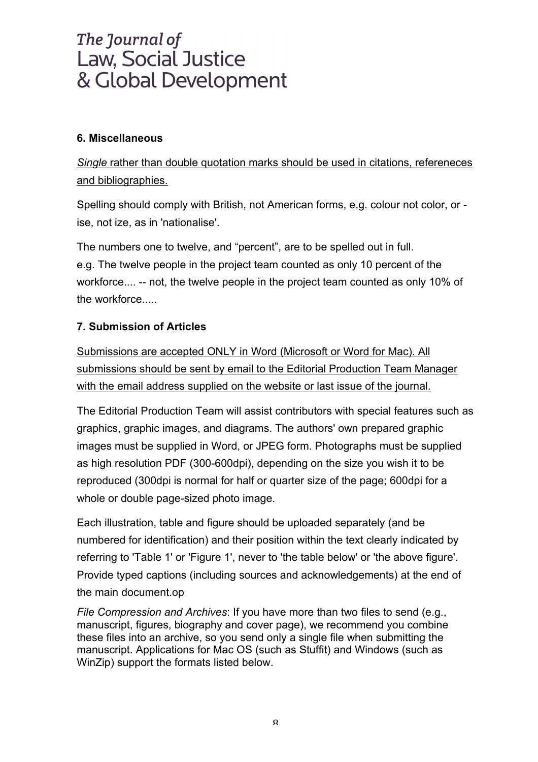## 6. Miscellaneous

*Single* rather than double quotation marks should be used in citations, refereneces and bibliographies.

Spelling should comply with British, not American forms, e.g. colour not color, or -ise, not ize, as in 'nationalise'.

The numbers one to twelve, and “percent”, are to be spelled out in full.
e.g. The twelve people in the project team counted as only 10 percent of the workforce.... -- not, the twelve people in the project team counted as only 10% of the workforce.....

## 7. Submission of Articles

Submissions are accepted ONLY in Word (Microsoft or Word for Mac). All submissions should be sent by email to the Editorial Production Team Manager with the email address supplied on the website or last issue of the journal.

The Editorial Production Team will assist contributors with special features such as graphics, graphic images, and diagrams. The authors' own prepared graphic images must be supplied in Word, or JPEG form. Photographs must be supplied as high resolution PDF (300-600dpi), depending on the size you wish it to be reproduced (300dpi is normal for half or quarter size of the page; 600dpi for a whole or double page-sized photo image.

Each illustration, table and figure should be uploaded separately (and be numbered for identification) and their position within the text clearly indicated by referring to 'Table 1' or 'Figure 1', never to 'the table below' or 'the above figure'. Provide typed captions (including sources and acknowledgements) at the end of the main document.op

*File Compression and Archives*: If you have more than two files to send (e.g., manuscript, figures, biography and cover page), we recommend you combine these files into an archive, so you send only a single file when submitting the manuscript. Applications for Mac OS (such as Stuffit) and Windows (such as WinZip) support the formats listed below.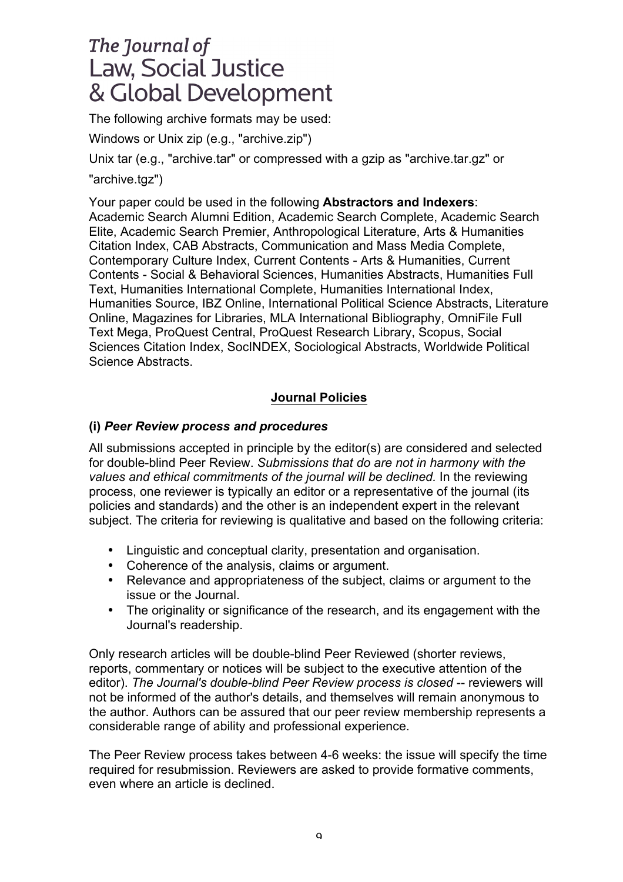The following archive formats may be used:

Windows or Unix zip (e.g., "archive.zip")

Unix tar (e.g., "archive.tar" or compressed with a gzip as "archive.tar.gz" or "archive.tgz")

Your paper could be used in the following **Abstractors and Indexers**: Academic Search Alumni Edition, Academic Search Complete, Academic Search Elite, Academic Search Premier, Anthropological Literature, Arts & Humanities Citation Index, CAB Abstracts, Communication and Mass Media Complete, Contemporary Culture Index, Current Contents - Arts & Humanities, Current Contents - Social & Behavioral Sciences, Humanities Abstracts, Humanities Full Text, Humanities International Complete, Humanities International Index, Humanities Source, IBZ Online, International Political Science Abstracts, Literature Online, Magazines for Libraries, MLA International Bibliography, OmniFile Full Text Mega, ProQuest Central, ProQuest Research Library, Scopus, Social Sciences Citation Index, SocINDEX, Sociological Abstracts, Worldwide Political Science Abstracts.

## Journal Policies

### (i) *Peer Review process and procedures*

All submissions accepted in principle by the editor(s) are considered and selected for double-blind Peer Review. *Submissions that do are not in harmony with the values and ethical commitments of the journal will be declined.* In the reviewing process, one reviewer is typically an editor or a representative of the journal (its policies and standards) and the other is an independent expert in the relevant subject. The criteria for reviewing is qualitative and based on the following criteria:

- Linguistic and conceptual clarity, presentation and organisation.
- Coherence of the analysis, claims or argument.
- Relevance and appropriateness of the subject, claims or argument to the issue or the Journal.
- The originality or significance of the research, and its engagement with the Journal's readership.

Only research articles will be double-blind Peer Reviewed (shorter reviews, reports, commentary or notices will be subject to the executive attention of the editor). *The Journal's double-blind Peer Review process is closed* -- reviewers will not be informed of the author's details, and themselves will remain anonymous to the author. Authors can be assured that our peer review membership represents a considerable range of ability and professional experience.

The Peer Review process takes between 4-6 weeks: the issue will specify the time required for resubmission. Reviewers are asked to provide formative comments, even where an article is declined.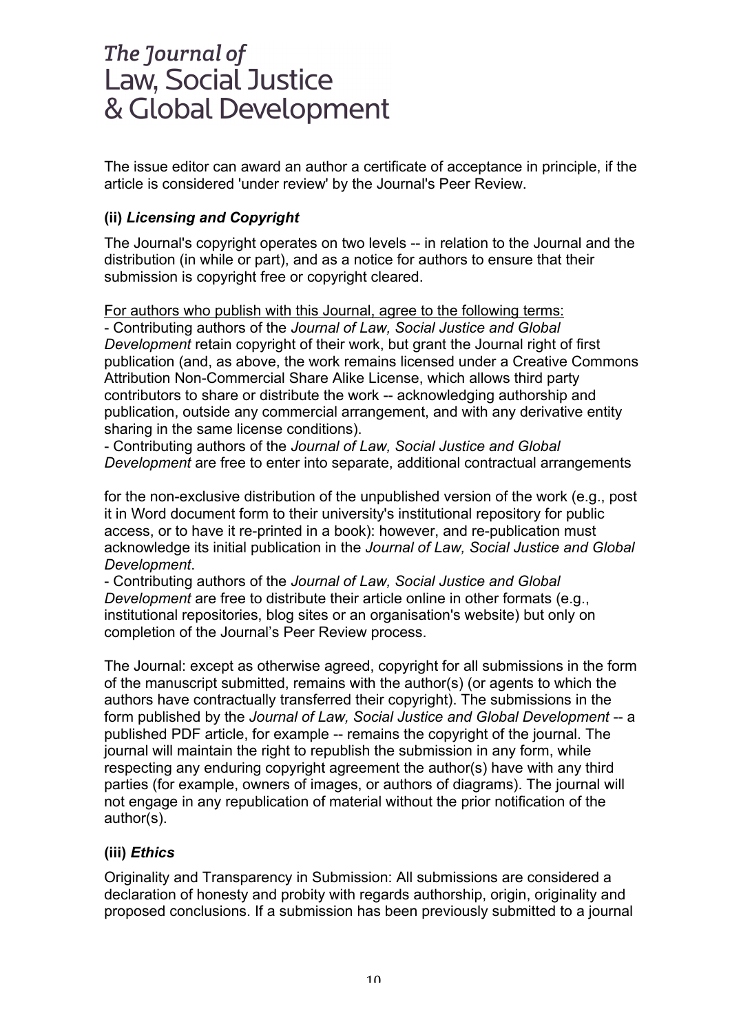The issue editor can award an author a certificate of acceptance in principle, if the article is considered 'under review' by the Journal's Peer Review.

### (ii) *Licensing and Copyright*

The Journal's copyright operates on two levels -- in relation to the Journal and the distribution (in while or part), and as a notice for authors to ensure that their submission is copyright free or copyright cleared.

For authors who publish with this Journal, agree to the following terms:
- Contributing authors of the *Journal of Law, Social Justice and Global Development* retain copyright of their work, but grant the Journal right of first publication (and, as above, the work remains licensed under a Creative Commons Attribution Non-Commercial Share Alike License, which allows third party contributors to share or distribute the work -- acknowledging authorship and publication, outside any commercial arrangement, and with any derivative entity sharing in the same license conditions).
- Contributing authors of the *Journal of Law, Social Justice and Global Development* are free to enter into separate, additional contractual arrangements for the non-exclusive distribution of the unpublished version of the work (e.g., post it in Word document form to their university's institutional repository for public access, or to have it re-printed in a book): however, and re-publication must acknowledge its initial publication in the *Journal of Law, Social Justice and Global Development*.
- Contributing authors of the *Journal of Law, Social Justice and Global Development* are free to distribute their article online in other formats (e.g., institutional repositories, blog sites or an organisation's website) but only on completion of the Journal's Peer Review process.

The Journal: except as otherwise agreed, copyright for all submissions in the form of the manuscript submitted, remains with the author(s) (or agents to which the authors have contractually transferred their copyright). The submissions in the form published by the *Journal of Law, Social Justice and Global Development* -- a published PDF article, for example -- remains the copyright of the journal. The journal will maintain the right to republish the submission in any form, while respecting any enduring copyright agreement the author(s) have with any third parties (for example, owners of images, or authors of diagrams). The journal will not engage in any republication of material without the prior notification of the author(s).

### (iii) *Ethics*

Originality and Transparency in Submission: All submissions are considered a declaration of honesty and probity with regards authorship, origin, originality and proposed conclusions. If a submission has been previously submitted to a journal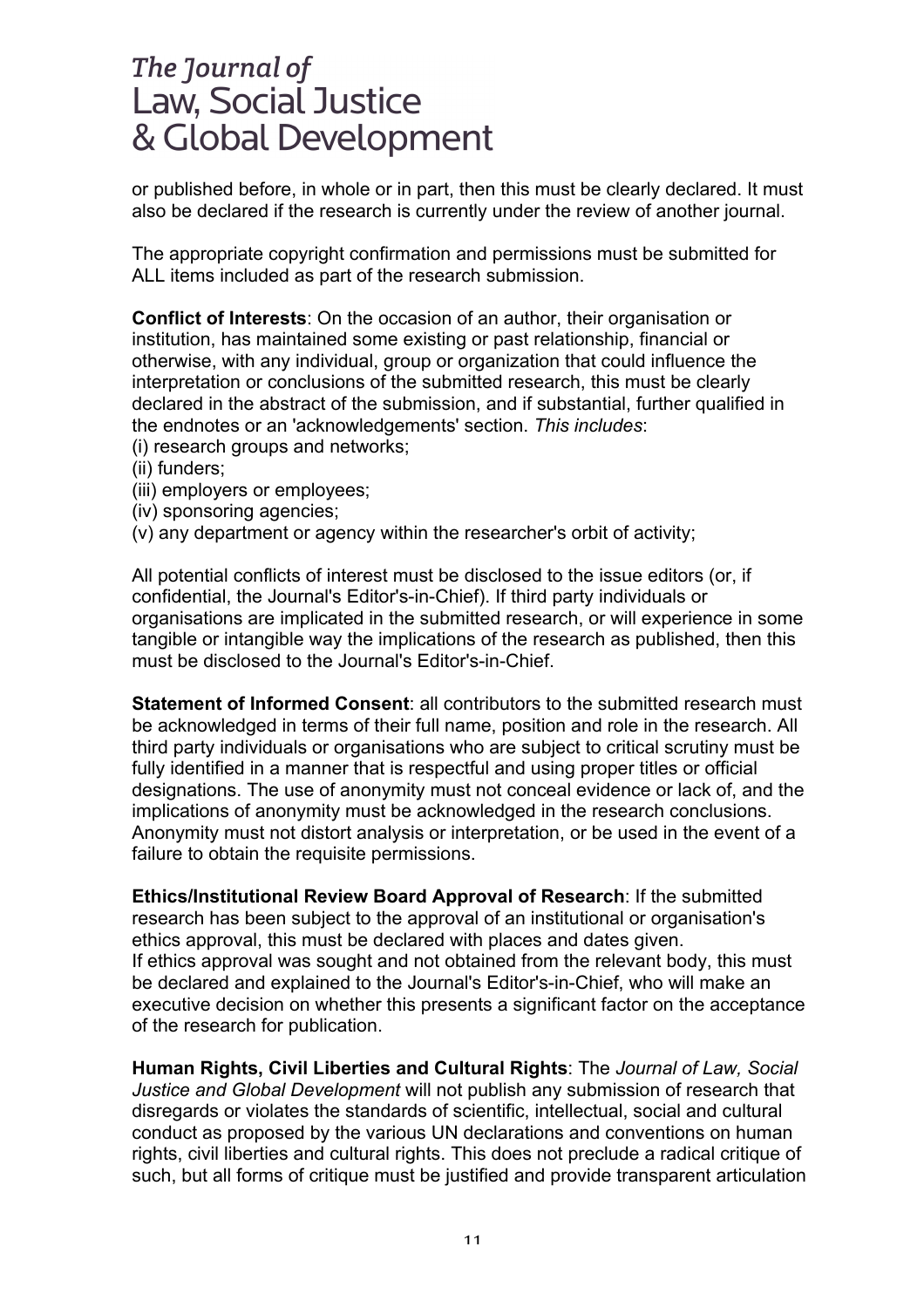or published before, in whole or in part, then this must be clearly declared. It must also be declared if the research is currently under the review of another journal.

The appropriate copyright confirmation and permissions must be submitted for ALL items included as part of the research submission.

**Conflict of Interests**: On the occasion of an author, their organisation or institution, has maintained some existing or past relationship, financial or otherwise, with any individual, group or organization that could influence the interpretation or conclusions of the submitted research, this must be clearly declared in the abstract of the submission, and if substantial, further qualified in the endnotes or an 'acknowledgements' section. *This includes*:
(i) research groups and networks;
(ii) funders;
(iii) employers or employees;
(iv) sponsoring agencies;
(v) any department or agency within the researcher's orbit of activity;

All potential conflicts of interest must be disclosed to the issue editors (or, if confidential, the Journal's Editor's-in-Chief). If third party individuals or organisations are implicated in the submitted research, or will experience in some tangible or intangible way the implications of the research as published, then this must be disclosed to the Journal's Editor's-in-Chief.

**Statement of Informed Consent**: all contributors to the submitted research must be acknowledged in terms of their full name, position and role in the research. All third party individuals or organisations who are subject to critical scrutiny must be fully identified in a manner that is respectful and using proper titles or official designations. The use of anonymity must not conceal evidence or lack of, and the implications of anonymity must be acknowledged in the research conclusions. Anonymity must not distort analysis or interpretation, or be used in the event of a failure to obtain the requisite permissions.

**Ethics/Institutional Review Board Approval of Research**: If the submitted research has been subject to the approval of an institutional or organisation's ethics approval, this must be declared with places and dates given.
If ethics approval was sought and not obtained from the relevant body, this must be declared and explained to the Journal's Editor's-in-Chief, who will make an executive decision on whether this presents a significant factor on the acceptance of the research for publication.

**Human Rights, Civil Liberties and Cultural Rights**: The *Journal of Law, Social Justice and Global Development* will not publish any submission of research that disregards or violates the standards of scientific, intellectual, social and cultural conduct as proposed by the various UN declarations and conventions on human rights, civil liberties and cultural rights. This does not preclude a radical critique of such, but all forms of critique must be justified and provide transparent articulation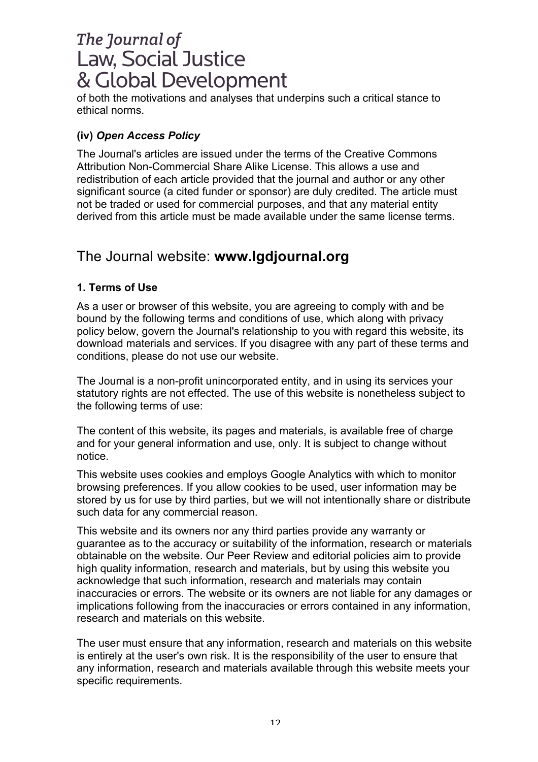of both the motivations and analyses that underpins such a critical stance to ethical norms.

### (iv) *Open Access Policy*

The Journal's articles are issued under the terms of the Creative Commons Attribution Non-Commercial Share Alike License. This allows a use and redistribution of each article provided that the journal and author or any other significant source (a cited funder or sponsor) are duly credited. The article must not be traded or used for commercial purposes, and that any material entity derived from this article must be made available under the same license terms.

## The Journal website: **www.lgdjournal.org**

### 1. Terms of Use

As a user or browser of this website, you are agreeing to comply with and be bound by the following terms and conditions of use, which along with privacy policy below, govern the Journal's relationship to you with regard this website, its download materials and services. If you disagree with any part of these terms and conditions, please do not use our website.

The Journal is a non-profit unincorporated entity, and in using its services your statutory rights are not effected. The use of this website is nonetheless subject to the following terms of use:

The content of this website, its pages and materials, is available free of charge and for your general information and use, only. It is subject to change without notice.

This website uses cookies and employs Google Analytics with which to monitor browsing preferences. If you allow cookies to be used, user information may be stored by us for use by third parties, but we will not intentionally share or distribute such data for any commercial reason.

This website and its owners nor any third parties provide any warranty or guarantee as to the accuracy or suitability of the information, research or materials obtainable on the website. Our Peer Review and editorial policies aim to provide high quality information, research and materials, but by using this website you acknowledge that such information, research and materials may contain inaccuracies or errors. The website or its owners are not liable for any damages or implications following from the inaccuracies or errors contained in any information, research and materials on this website.

The user must ensure that any information, research and materials on this website is entirely at the user's own risk. It is the responsibility of the user to ensure that any information, research and materials available through this website meets your specific requirements.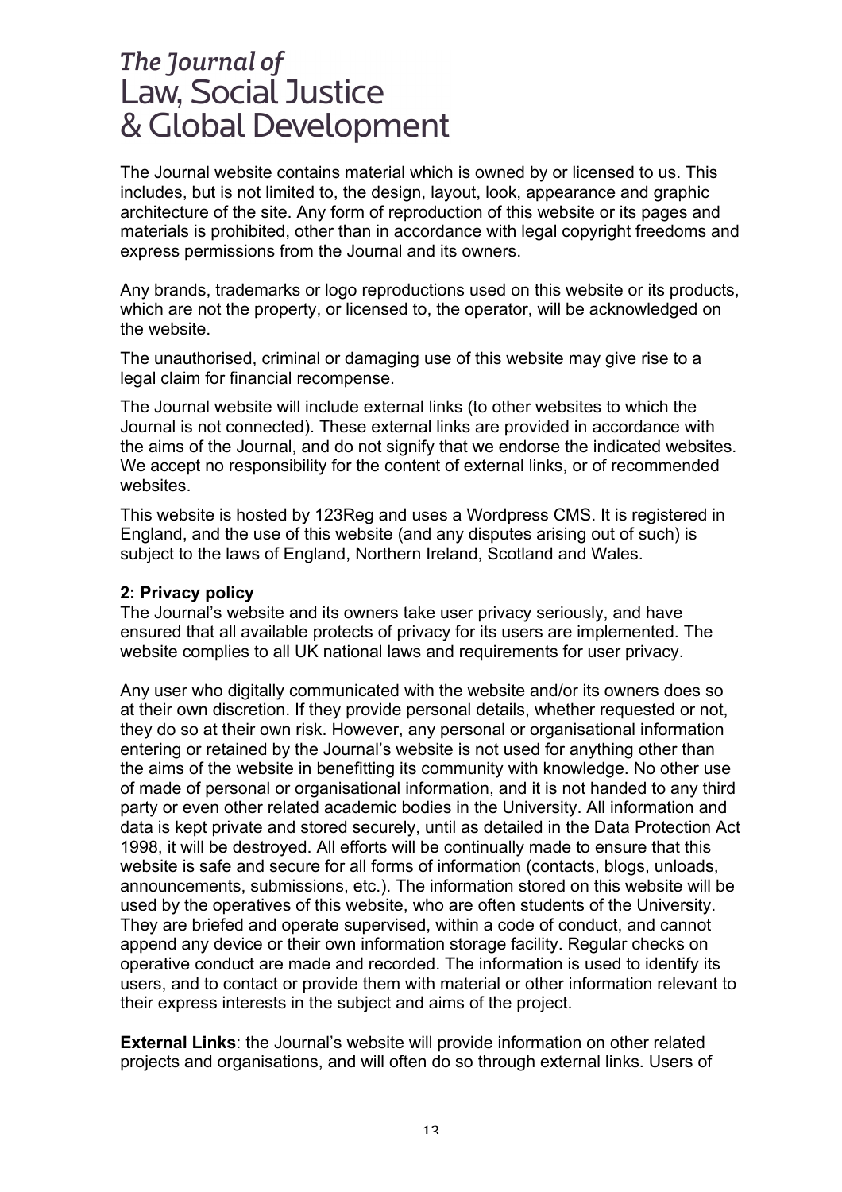The Journal website contains material which is owned by or licensed to us. This includes, but is not limited to, the design, layout, look, appearance and graphic architecture of the site. Any form of reproduction of this website or its pages and materials is prohibited, other than in accordance with legal copyright freedoms and express permissions from the Journal and its owners.

Any brands, trademarks or logo reproductions used on this website or its products, which are not the property, or licensed to, the operator, will be acknowledged on the website.

The unauthorised, criminal or damaging use of this website may give rise to a legal claim for financial recompense.

The Journal website will include external links (to other websites to which the Journal is not connected). These external links are provided in accordance with the aims of the Journal, and do not signify that we endorse the indicated websites. We accept no responsibility for the content of external links, or of recommended websites.

This website is hosted by 123Reg and uses a Wordpress CMS. It is registered in England, and the use of this website (and any disputes arising out of such) is subject to the laws of England, Northern Ireland, Scotland and Wales.

**2: Privacy policy**

The Journal's website and its owners take user privacy seriously, and have ensured that all available protects of privacy for its users are implemented. The website complies to all UK national laws and requirements for user privacy.

Any user who digitally communicated with the website and/or its owners does so at their own discretion. If they provide personal details, whether requested or not, they do so at their own risk. However, any personal or organisational information entering or retained by the Journal's website is not used for anything other than the aims of the website in benefitting its community with knowledge. No other use of made of personal or organisational information, and it is not handed to any third party or even other related academic bodies in the University. All information and data is kept private and stored securely, until as detailed in the Data Protection Act 1998, it will be destroyed. All efforts will be continually made to ensure that this website is safe and secure for all forms of information (contacts, blogs, unloads, announcements, submissions, etc.). The information stored on this website will be used by the operatives of this website, who are often students of the University. They are briefed and operate supervised, within a code of conduct, and cannot append any device or their own information storage facility. Regular checks on operative conduct are made and recorded. The information is used to identify its users, and to contact or provide them with material or other information relevant to their express interests in the subject and aims of the project.

**External Links**: the Journal's website will provide information on other related projects and organisations, and will often do so through external links. Users of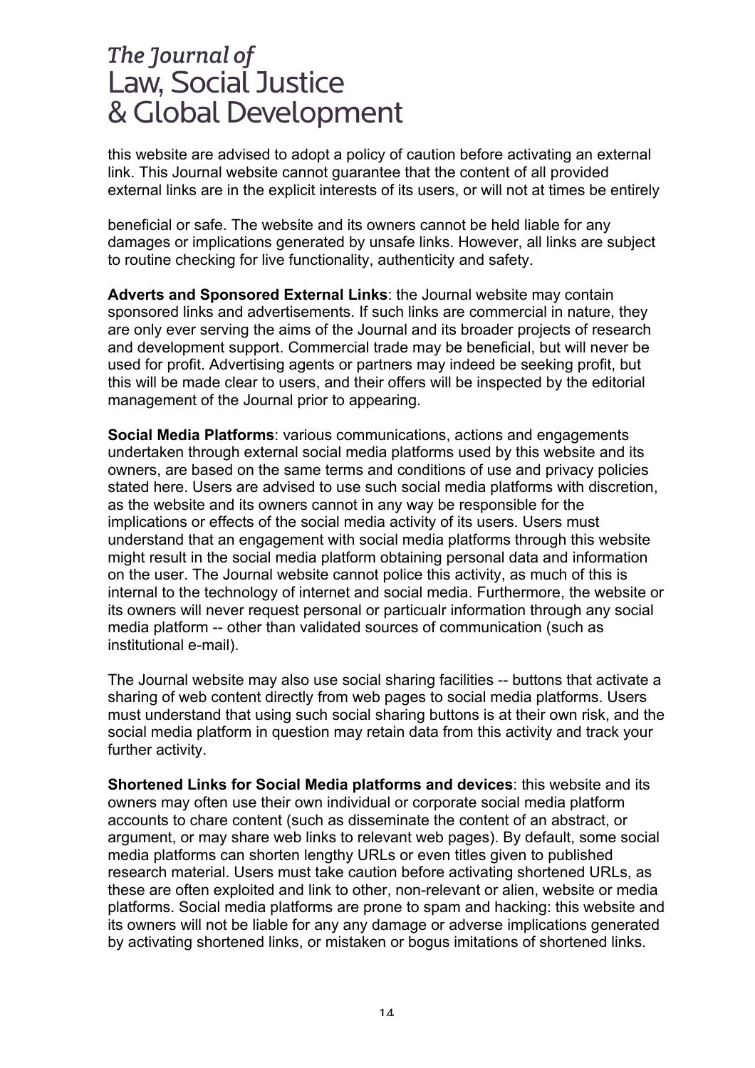this website are advised to adopt a policy of caution before activating an external link. This Journal website cannot guarantee that the content of all provided external links are in the explicit interests of its users, or will not at times be entirely

beneficial or safe. The website and its owners cannot be held liable for any damages or implications generated by unsafe links. However, all links are subject to routine checking for live functionality, authenticity and safety.

**Adverts and Sponsored External Links**: the Journal website may contain sponsored links and advertisements. If such links are commercial in nature, they are only ever serving the aims of the Journal and its broader projects of research and development support. Commercial trade may be beneficial, but will never be used for profit. Advertising agents or partners may indeed be seeking profit, but this will be made clear to users, and their offers will be inspected by the editorial management of the Journal prior to appearing.

**Social Media Platforms**: various communications, actions and engagements undertaken through external social media platforms used by this website and its owners, are based on the same terms and conditions of use and privacy policies stated here. Users are advised to use such social media platforms with discretion, as the website and its owners cannot in any way be responsible for the implications or effects of the social media activity of its users. Users must understand that an engagement with social media platforms through this website might result in the social media platform obtaining personal data and information on the user. The Journal website cannot police this activity, as much of this is internal to the technology of internet and social media. Furthermore, the website or its owners will never request personal or particualr information through any social media platform -- other than validated sources of communication (such as institutional e-mail).

The Journal website may also use social sharing facilities -- buttons that activate a sharing of web content directly from web pages to social media platforms. Users must understand that using such social sharing buttons is at their own risk, and the social media platform in question may retain data from this activity and track your further activity.

**Shortened Links for Social Media platforms and devices**: this website and its owners may often use their own individual or corporate social media platform accounts to chare content (such as disseminate the content of an abstract, or argument, or may share web links to relevant web pages). By default, some social media platforms can shorten lengthy URLs or even titles given to published research material. Users must take caution before activating shortened URLs, as these are often exploited and link to other, non-relevant or alien, website or media platforms. Social media platforms are prone to spam and hacking: this website and its owners will not be liable for any any damage or adverse implications generated by activating shortened links, or mistaken or bogus imitations of shortened links.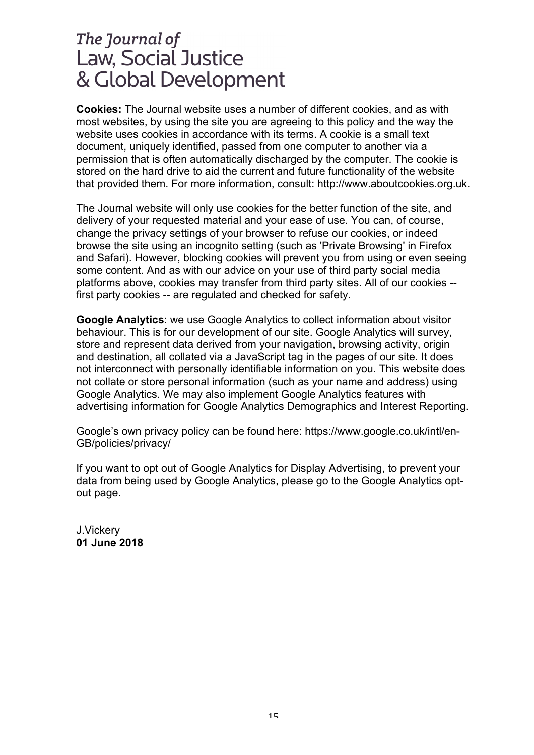**Cookies:** The Journal website uses a number of different cookies, and as with most websites, by using the site you are agreeing to this policy and the way the website uses cookies in accordance with its terms. A cookie is a small text document, uniquely identified, passed from one computer to another via a permission that is often automatically discharged by the computer. The cookie is stored on the hard drive to aid the current and future functionality of the website that provided them. For more information, consult: http://www.aboutcookies.org.uk.

The Journal website will only use cookies for the better function of the site, and delivery of your requested material and your ease of use. You can, of course, change the privacy settings of your browser to refuse our cookies, or indeed browse the site using an incognito setting (such as 'Private Browsing' in Firefox and Safari). However, blocking cookies will prevent you from using or even seeing some content. And as with our advice on your use of third party social media platforms above, cookies may transfer from third party sites. All of our cookies -- first party cookies -- are regulated and checked for safety.

**Google Analytics**: we use Google Analytics to collect information about visitor behaviour. This is for our development of our site. Google Analytics will survey, store and represent data derived from your navigation, browsing activity, origin and destination, all collated via a JavaScript tag in the pages of our site. It does not interconnect with personally identifiable information on you. This website does not collate or store personal information (such as your name and address) using Google Analytics. We may also implement Google Analytics features with advertising information for Google Analytics Demographics and Interest Reporting.

Google's own privacy policy can be found here: https://www.google.co.uk/intl/en-GB/policies/privacy/

If you want to opt out of Google Analytics for Display Advertising, to prevent your data from being used by Google Analytics, please go to the Google Analytics opt-out page.

J.Vickery
**01 June 2018**